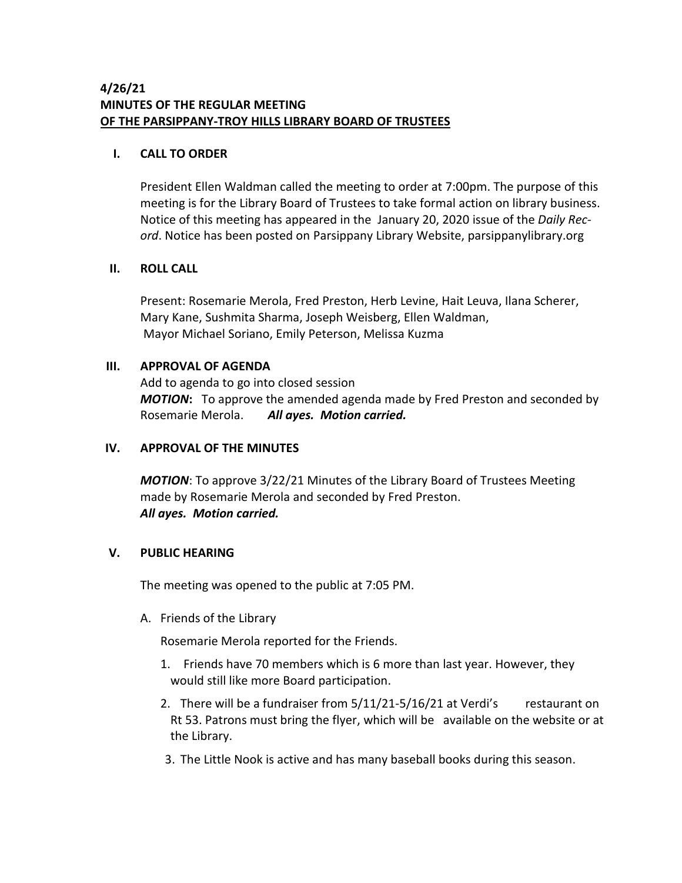**4/26/21**
**MINUTES OF THE REGULAR MEETING**
**OF THE PARSIPPANY-TROY HILLS LIBRARY BOARD OF TRUSTEES**

## I. CALL TO ORDER

President Ellen Waldman called the meeting to order at 7:00pm. The purpose of this meeting is for the Library Board of Trustees to take formal action on library business. Notice of this meeting has appeared in the January 20, 2020 issue of the *Daily Record*. Notice has been posted on Parsippany Library Website, parsippanylibrary.org

## II. ROLL CALL

Present: Rosemarie Merola, Fred Preston, Herb Levine, Hait Leuva, Ilana Scherer, Mary Kane, Sushmita Sharma, Joseph Weisberg, Ellen Waldman, Mayor Michael Soriano, Emily Peterson, Melissa Kuzma

## III. APPROVAL OF AGENDA

Add to agenda to go into closed session
***MOTION*****:** To approve the amended agenda made by Fred Preston and seconded by Rosemarie Merola. ***All ayes. Motion carried.***

## IV. APPROVAL OF THE MINUTES

***MOTION***: To approve 3/22/21 Minutes of the Library Board of Trustees Meeting made by Rosemarie Merola and seconded by Fred Preston.
***All ayes. Motion carried.***

## V. PUBLIC HEARING

The meeting was opened to the public at 7:05 PM.

A. Friends of the Library

Rosemarie Merola reported for the Friends.

1. Friends have 70 members which is 6 more than last year. However, they would still like more Board participation.
2. There will be a fundraiser from 5/11/21-5/16/21 at Verdi's restaurant on Rt 53. Patrons must bring the flyer, which will be available on the website or at the Library.
3. The Little Nook is active and has many baseball books during this season.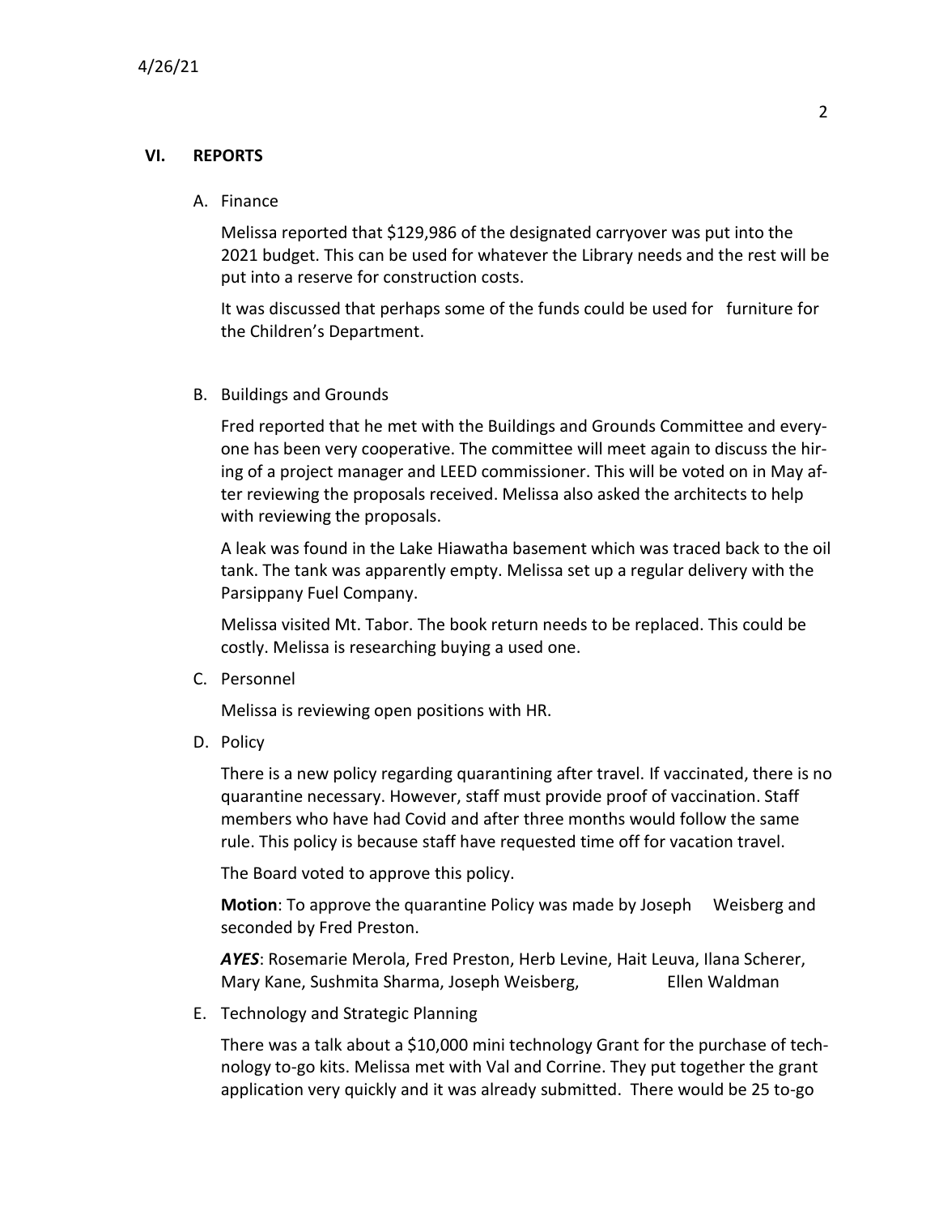## VI. REPORTS

### A. Finance

Melissa reported that $129,986 of the designated carryover was put into the 2021 budget. This can be used for whatever the Library needs and the rest will be put into a reserve for construction costs.

It was discussed that perhaps some of the funds could be used for furniture for the Children's Department.

### B. Buildings and Grounds

Fred reported that he met with the Buildings and Grounds Committee and everyone has been very cooperative. The committee will meet again to discuss the hiring of a project manager and LEED commissioner. This will be voted on in May after reviewing the proposals received. Melissa also asked the architects to help with reviewing the proposals.

A leak was found in the Lake Hiawatha basement which was traced back to the oil tank. The tank was apparently empty. Melissa set up a regular delivery with the Parsippany Fuel Company.

Melissa visited Mt. Tabor. The book return needs to be replaced. This could be costly. Melissa is researching buying a used one.

### C. Personnel

Melissa is reviewing open positions with HR.

### D. Policy

There is a new policy regarding quarantining after travel. If vaccinated, there is no quarantine necessary. However, staff must provide proof of vaccination. Staff members who have had Covid and after three months would follow the same rule. This policy is because staff have requested time off for vacation travel.

The Board voted to approve this policy.

**Motion**: To approve the quarantine Policy was made by Joseph Weisberg and seconded by Fred Preston.

***AYES***: Rosemarie Merola, Fred Preston, Herb Levine, Hait Leuva, Ilana Scherer, Mary Kane, Sushmita Sharma, Joseph Weisberg, Ellen Waldman

### E. Technology and Strategic Planning

There was a talk about a $10,000 mini technology Grant for the purchase of technology to-go kits. Melissa met with Val and Corrine. They put together the grant application very quickly and it was already submitted. There would be 25 to-go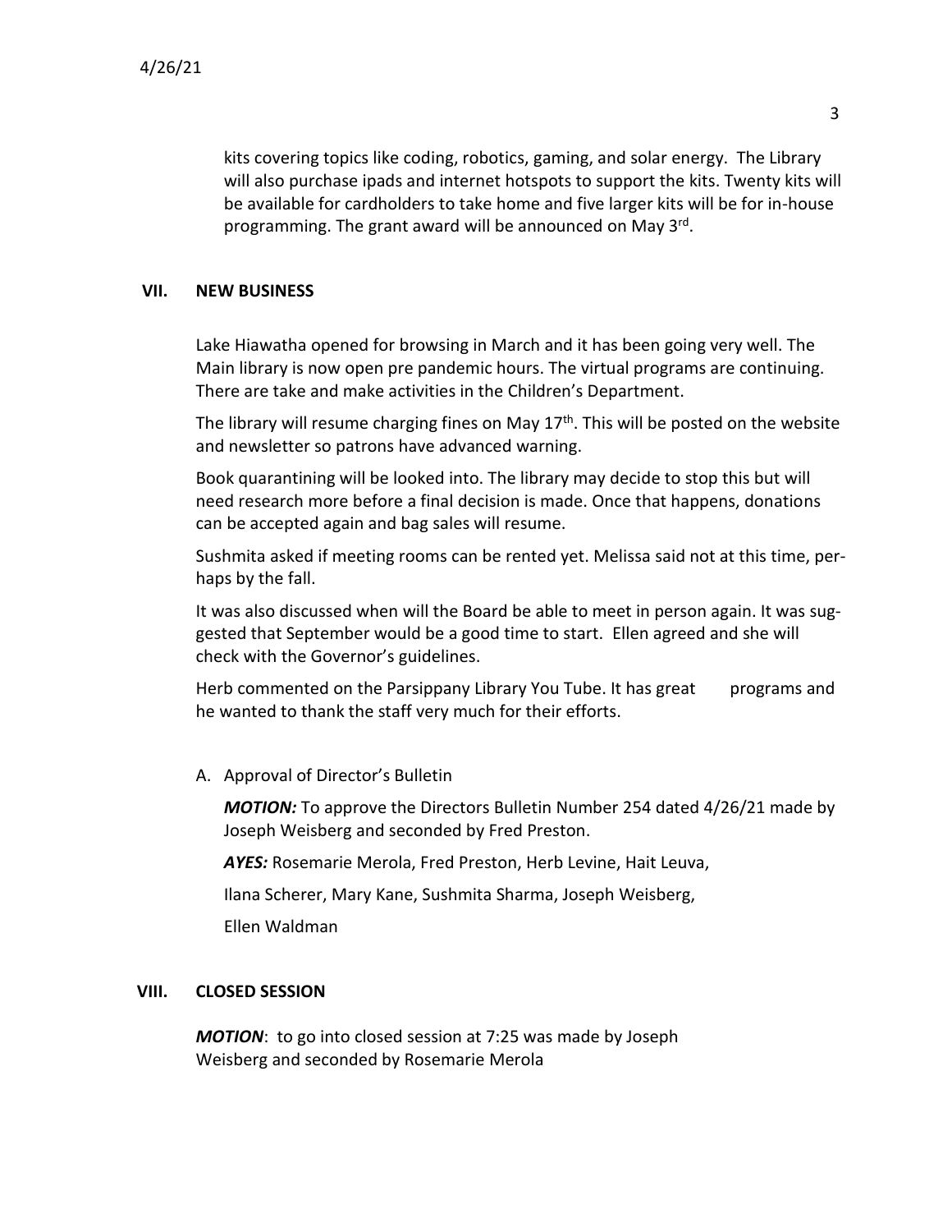kits covering topics like coding, robotics, gaming, and solar energy. The Library will also purchase ipads and internet hotspots to support the kits. Twenty kits will be available for cardholders to take home and five larger kits will be for in-house programming. The grant award will be announced on May 3rd.

## VII. NEW BUSINESS

Lake Hiawatha opened for browsing in March and it has been going very well. The Main library is now open pre pandemic hours. The virtual programs are continuing. There are take and make activities in the Children's Department.

The library will resume charging fines on May 17th. This will be posted on the website and newsletter so patrons have advanced warning.

Book quarantining will be looked into. The library may decide to stop this but will need research more before a final decision is made. Once that happens, donations can be accepted again and bag sales will resume.

Sushmita asked if meeting rooms can be rented yet. Melissa said not at this time, perhaps by the fall.

It was also discussed when will the Board be able to meet in person again. It was suggested that September would be a good time to start. Ellen agreed and she will check with the Governor's guidelines.

Herb commented on the Parsippany Library You Tube. It has great programs and he wanted to thank the staff very much for their efforts.

A. Approval of Director's Bulletin

***MOTION:*** To approve the Directors Bulletin Number 254 dated 4/26/21 made by Joseph Weisberg and seconded by Fred Preston.

***AYES:*** Rosemarie Merola, Fred Preston, Herb Levine, Hait Leuva,
Ilana Scherer, Mary Kane, Sushmita Sharma, Joseph Weisberg,
Ellen Waldman

## VIII. CLOSED SESSION

***MOTION***: to go into closed session at 7:25 was made by Joseph Weisberg and seconded by Rosemarie Merola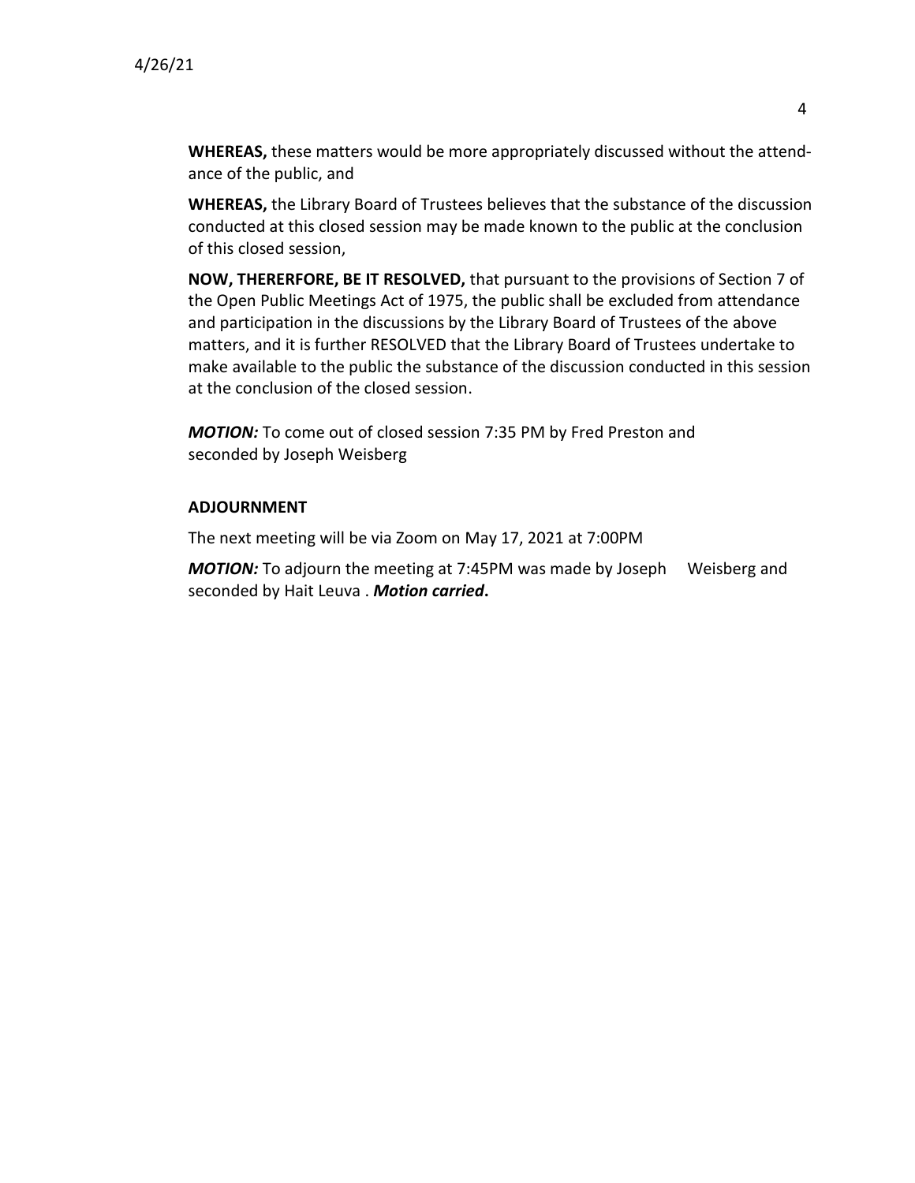**WHEREAS,** these matters would be more appropriately discussed without the attendance of the public, and

**WHEREAS,** the Library Board of Trustees believes that the substance of the discussion conducted at this closed session may be made known to the public at the conclusion of this closed session,

**NOW, THERERFORE, BE IT RESOLVED,** that pursuant to the provisions of Section 7 of the Open Public Meetings Act of 1975, the public shall be excluded from attendance and participation in the discussions by the Library Board of Trustees of the above matters, and it is further RESOLVED that the Library Board of Trustees undertake to make available to the public the substance of the discussion conducted in this session at the conclusion of the closed session.

***MOTION:*** To come out of closed session 7:35 PM by Fred Preston and seconded by Joseph Weisberg

**ADJOURNMENT**

The next meeting will be via Zoom on May 17, 2021 at 7:00PM

***MOTION:*** To adjourn the meeting at 7:45PM was made by Joseph Weisberg and seconded by Hait Leuva . ***Motion carried*.**